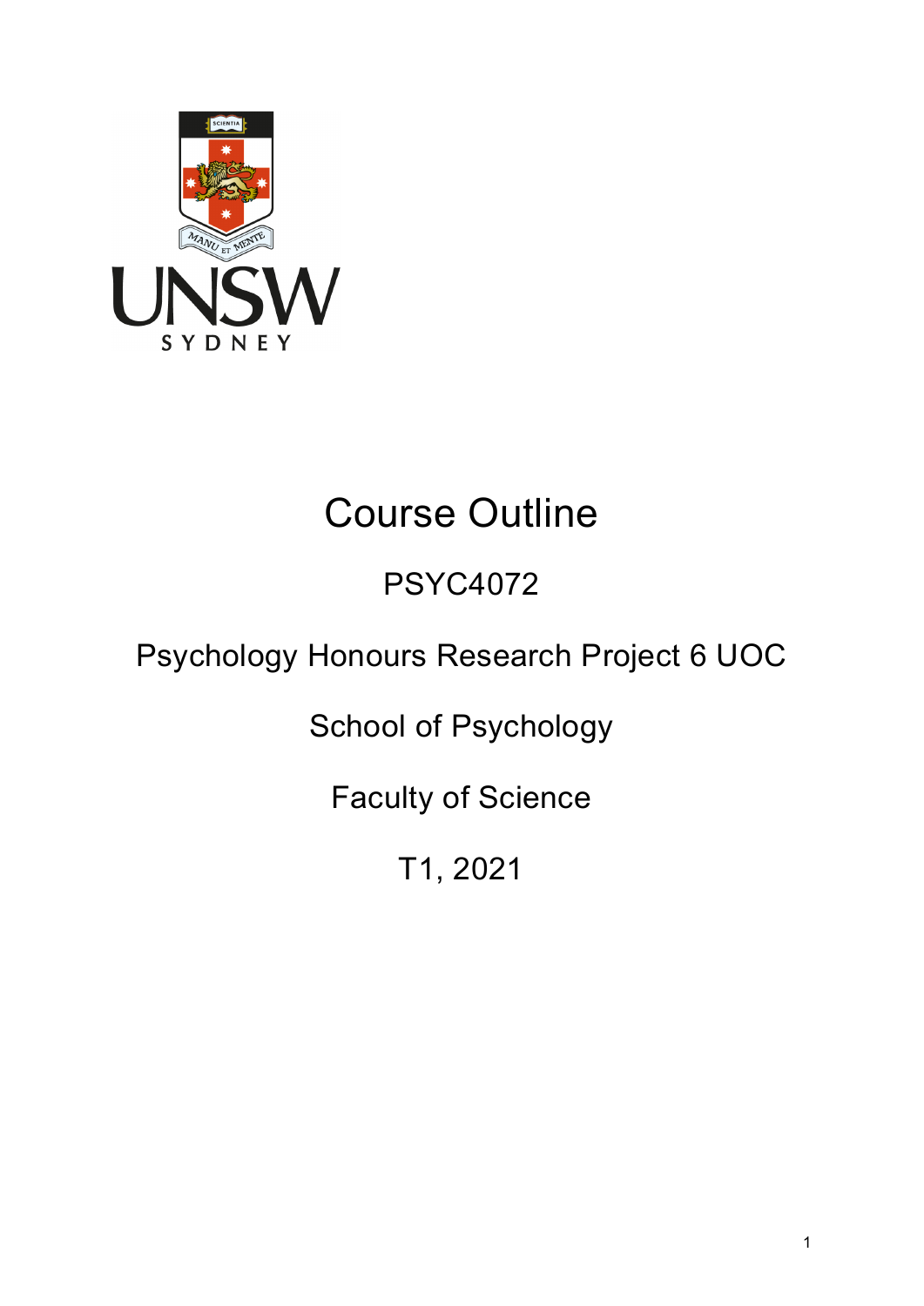# Course Outline

## PSYC4072

## Psychology Honours Research Project 6 UOC

## School of Psychology

## Faculty of Science

## T1, 2021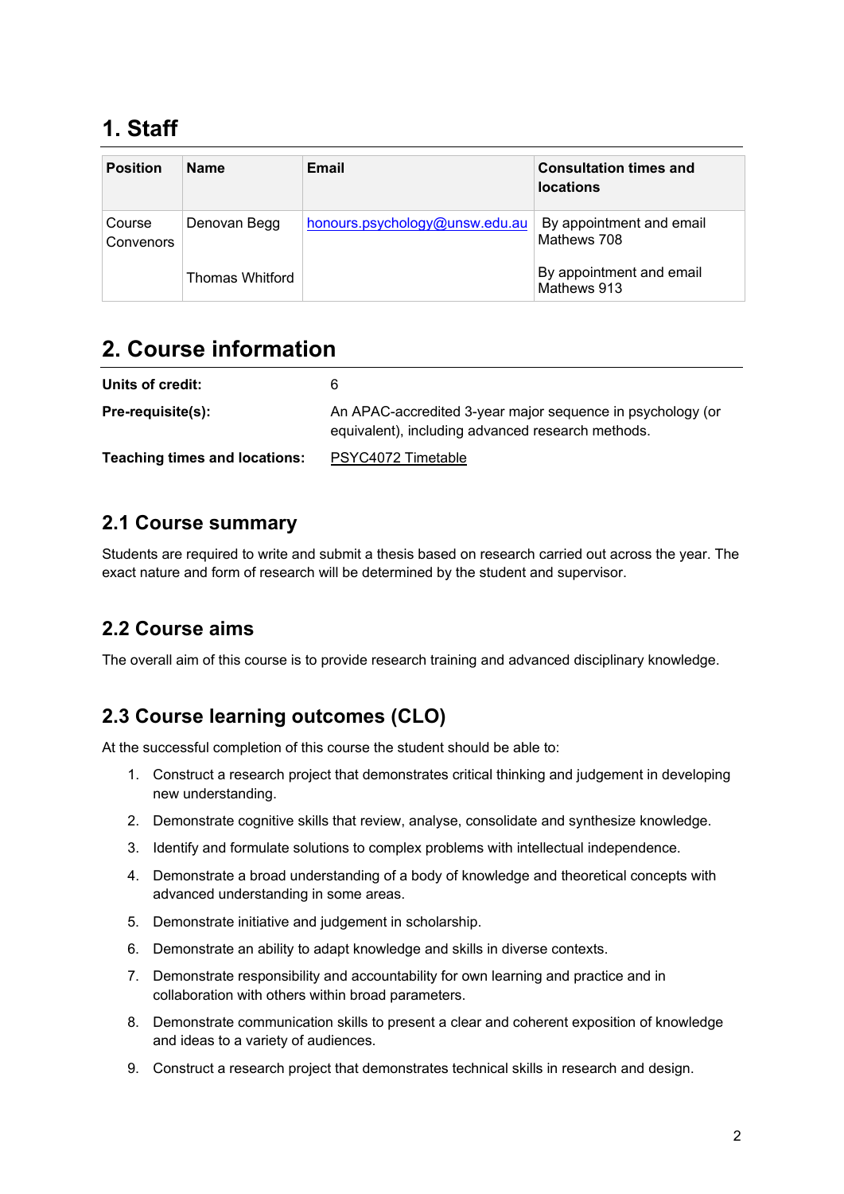# 1. Staff

| Position | Name | Email | Consultation times and locations |
|---|---|---|---|
| Course Convenors | Denovan Begg | honours.psychology@unsw.edu.au | By appointment and email Mathews 708 |
| | Thomas Whitford | | By appointment and email Mathews 913 |

# 2. Course information

| | |
|---|---|
| **Units of credit:** | 6 |
| **Pre-requisite(s):** | An APAC-accredited 3-year major sequence in psychology (or equivalent), including advanced research methods. |
| **Teaching times and locations:** | PSYC4072 Timetable |

## 2.1 Course summary

Students are required to write and submit a thesis based on research carried out across the year. The exact nature and form of research will be determined by the student and supervisor.

## 2.2 Course aims

The overall aim of this course is to provide research training and advanced disciplinary knowledge.

## 2.3 Course learning outcomes (CLO)

At the successful completion of this course the student should be able to:

1. Construct a research project that demonstrates critical thinking and judgement in developing new understanding.
2. Demonstrate cognitive skills that review, analyse, consolidate and synthesize knowledge.
3. Identify and formulate solutions to complex problems with intellectual independence.
4. Demonstrate a broad understanding of a body of knowledge and theoretical concepts with advanced understanding in some areas.
5. Demonstrate initiative and judgement in scholarship.
6. Demonstrate an ability to adapt knowledge and skills in diverse contexts.
7. Demonstrate responsibility and accountability for own learning and practice and in collaboration with others within broad parameters.
8. Demonstrate communication skills to present a clear and coherent exposition of knowledge and ideas to a variety of audiences.
9. Construct a research project that demonstrates technical skills in research and design.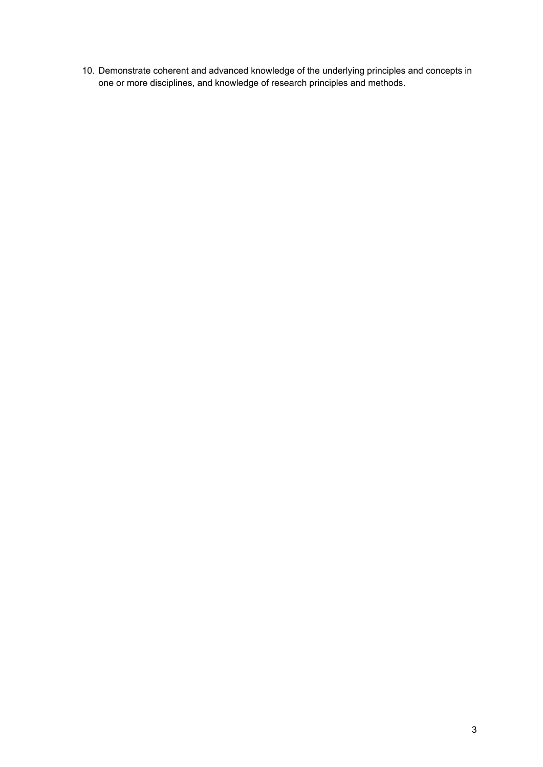10. Demonstrate coherent and advanced knowledge of the underlying principles and concepts in one or more disciplines, and knowledge of research principles and methods.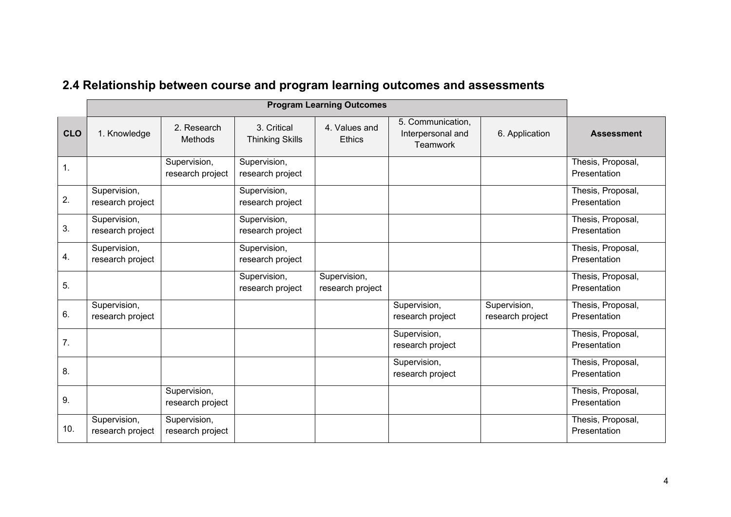## 2.4 Relationship between course and program learning outcomes and assessments

| | Program Learning Outcomes | | | | | | |
|---|---|---|---|---|---|---|---|
| **CLO** | 1. Knowledge | 2. Research Methods | 3. Critical Thinking Skills | 4. Values and Ethics | 5. Communication, Interpersonal and Teamwork | 6. Application | **Assessment** |
| 1. | | Supervision, research project | Supervision, research project | | | | Thesis, Proposal, Presentation |
| 2. | Supervision, research project | | Supervision, research project | | | | Thesis, Proposal, Presentation |
| 3. | Supervision, research project | | Supervision, research project | | | | Thesis, Proposal, Presentation |
| 4. | Supervision, research project | | Supervision, research project | | | | Thesis, Proposal, Presentation |
| 5. | | | Supervision, research project | Supervision, research project | | | Thesis, Proposal, Presentation |
| 6. | Supervision, research project | | | | Supervision, research project | Supervision, research project | Thesis, Proposal, Presentation |
| 7. | | | | | Supervision, research project | | Thesis, Proposal, Presentation |
| 8. | | | | | Supervision, research project | | Thesis, Proposal, Presentation |
| 9. | | Supervision, research project | | | | | Thesis, Proposal, Presentation |
| 10. | Supervision, research project | Supervision, research project | | | | | Thesis, Proposal, Presentation |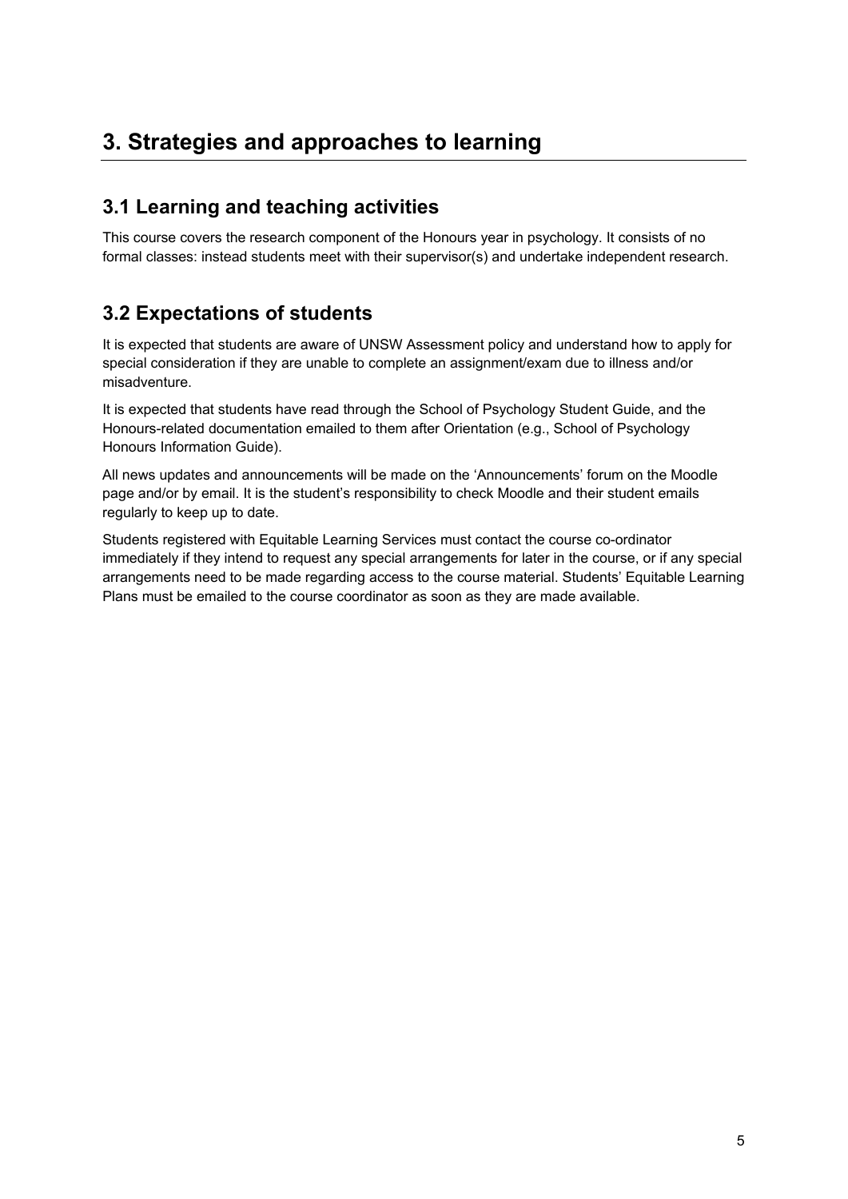# 3. Strategies and approaches to learning

## 3.1 Learning and teaching activities

This course covers the research component of the Honours year in psychology. It consists of no formal classes: instead students meet with their supervisor(s) and undertake independent research.

## 3.2 Expectations of students

It is expected that students are aware of UNSW Assessment policy and understand how to apply for special consideration if they are unable to complete an assignment/exam due to illness and/or misadventure.

It is expected that students have read through the School of Psychology Student Guide, and the Honours-related documentation emailed to them after Orientation (e.g., School of Psychology Honours Information Guide).

All news updates and announcements will be made on the 'Announcements' forum on the Moodle page and/or by email. It is the student's responsibility to check Moodle and their student emails regularly to keep up to date.

Students registered with Equitable Learning Services must contact the course co-ordinator immediately if they intend to request any special arrangements for later in the course, or if any special arrangements need to be made regarding access to the course material. Students' Equitable Learning Plans must be emailed to the course coordinator as soon as they are made available.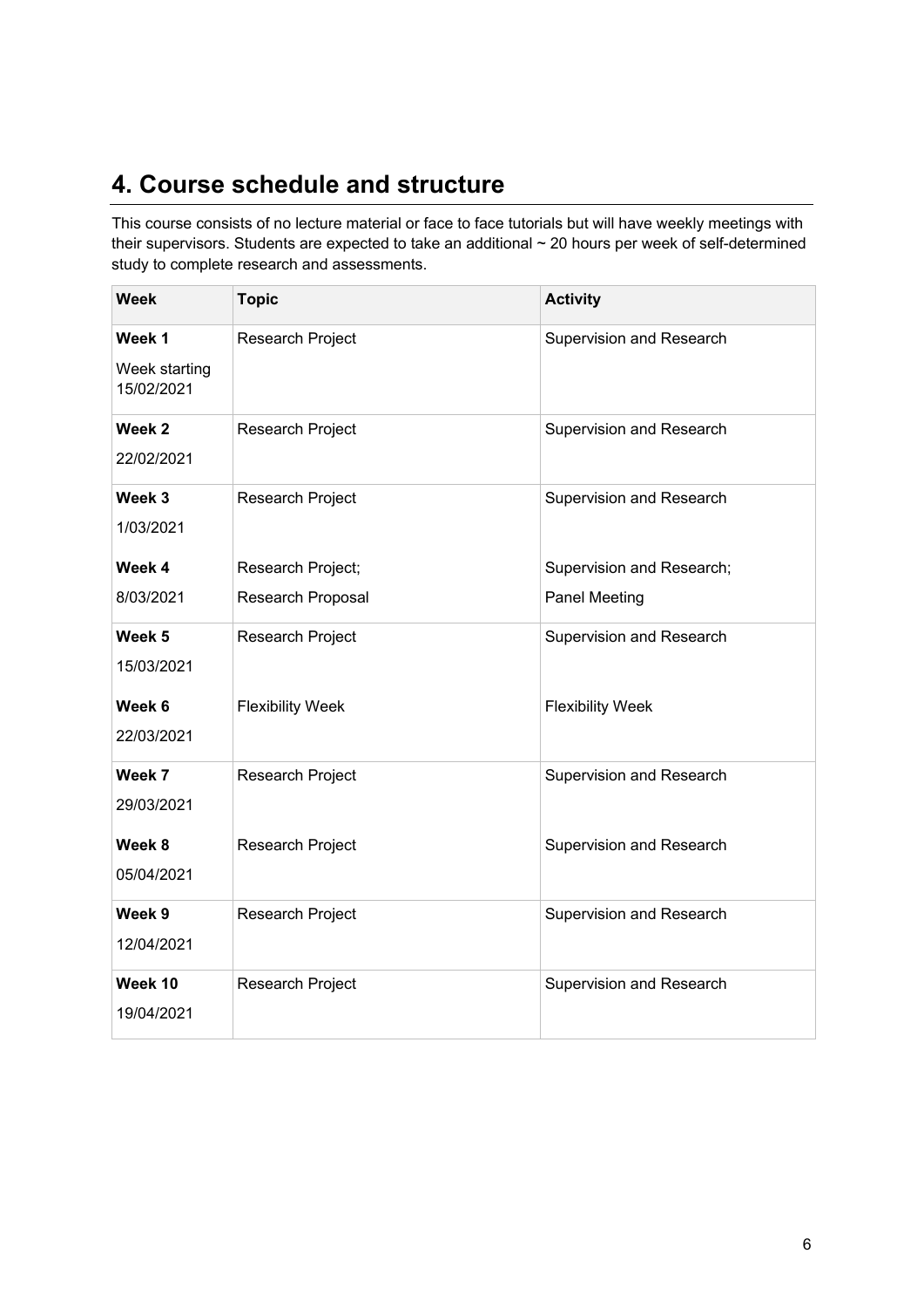## 4. Course schedule and structure

This course consists of no lecture material or face to face tutorials but will have weekly meetings with their supervisors. Students are expected to take an additional ~ 20 hours per week of self-determined study to complete research and assessments.

| Week | Topic | Activity |
|---|---|---|
| **Week 1**<br>Week starting 15/02/2021 | Research Project | Supervision and Research |
| **Week 2**<br>22/02/2021 | Research Project | Supervision and Research |
| **Week 3**<br>1/03/2021 | Research Project | Supervision and Research |
| **Week 4**<br>8/03/2021 | Research Project;<br>Research Proposal | Supervision and Research;<br>Panel Meeting |
| **Week 5**<br>15/03/2021 | Research Project | Supervision and Research |
| **Week 6**<br>22/03/2021 | Flexibility Week | Flexibility Week |
| **Week 7**<br>29/03/2021 | Research Project | Supervision and Research |
| **Week 8**<br>05/04/2021 | Research Project | Supervision and Research |
| **Week 9**<br>12/04/2021 | Research Project | Supervision and Research |
| **Week 10**<br>19/04/2021 | Research Project | Supervision and Research |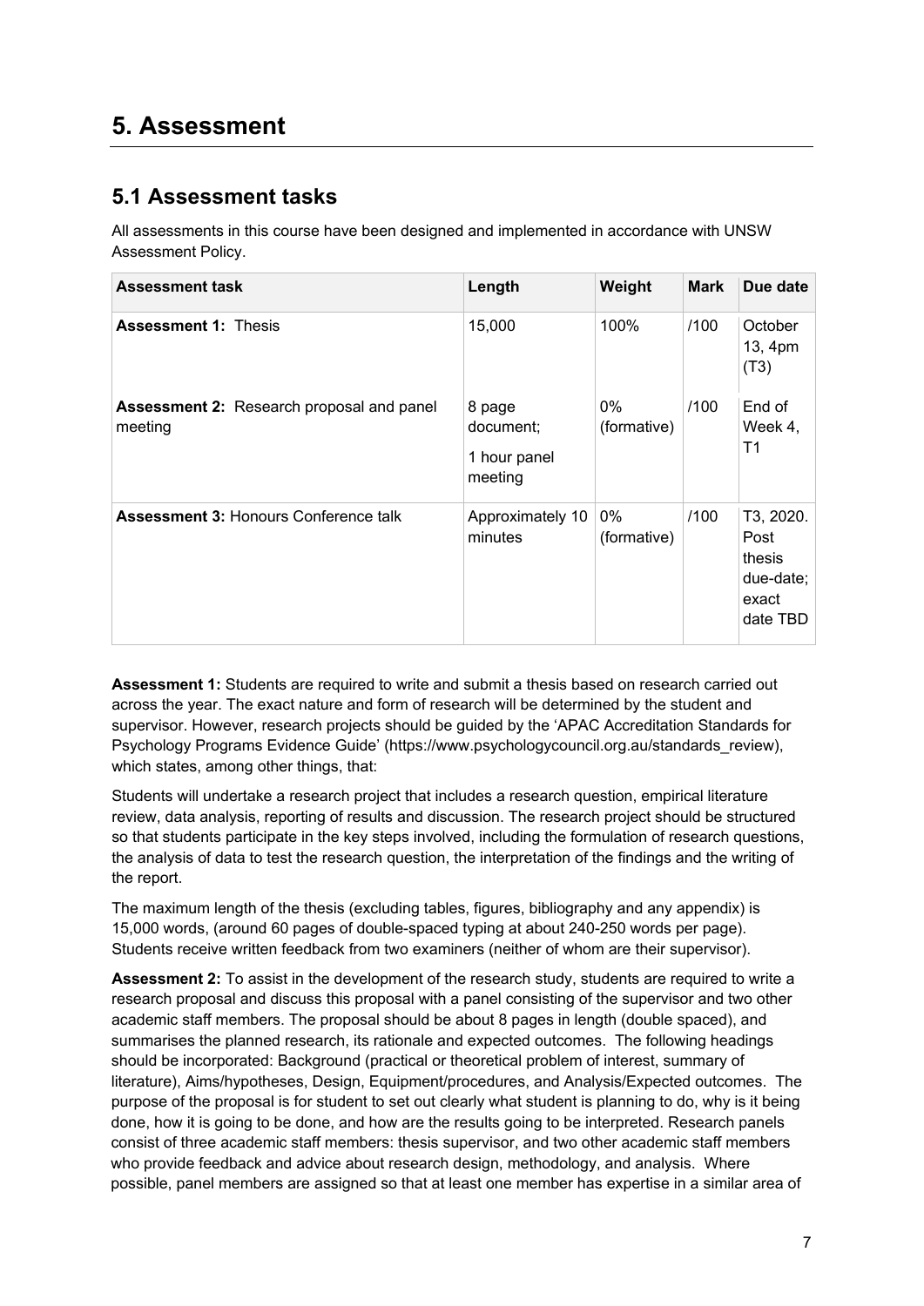# 5. Assessment

## 5.1 Assessment tasks

All assessments in this course have been designed and implemented in accordance with UNSW Assessment Policy.

| Assessment task | Length | Weight | Mark | Due date |
|---|---|---|---|---|
| **Assessment 1:** Thesis | 15,000 | 100% | /100 | October 13, 4pm (T3) |
| **Assessment 2:** Research proposal and panel meeting | 8 page document; 1 hour panel meeting | 0% (formative) | /100 | End of Week 4, T1 |
| **Assessment 3:** Honours Conference talk | Approximately 10 minutes | 0% (formative) | /100 | T3, 2020. Post thesis due-date; exact date TBD |

**Assessment 1:** Students are required to write and submit a thesis based on research carried out across the year. The exact nature and form of research will be determined by the student and supervisor. However, research projects should be guided by the 'APAC Accreditation Standards for Psychology Programs Evidence Guide' (https://www.psychologycouncil.org.au/standards_review), which states, among other things, that:

Students will undertake a research project that includes a research question, empirical literature review, data analysis, reporting of results and discussion. The research project should be structured so that students participate in the key steps involved, including the formulation of research questions, the analysis of data to test the research question, the interpretation of the findings and the writing of the report.

The maximum length of the thesis (excluding tables, figures, bibliography and any appendix) is 15,000 words, (around 60 pages of double-spaced typing at about 240-250 words per page). Students receive written feedback from two examiners (neither of whom are their supervisor).

**Assessment 2:** To assist in the development of the research study, students are required to write a research proposal and discuss this proposal with a panel consisting of the supervisor and two other academic staff members. The proposal should be about 8 pages in length (double spaced), and summarises the planned research, its rationale and expected outcomes. The following headings should be incorporated: Background (practical or theoretical problem of interest, summary of literature), Aims/hypotheses, Design, Equipment/procedures, and Analysis/Expected outcomes. The purpose of the proposal is for student to set out clearly what student is planning to do, why is it being done, how it is going to be done, and how are the results going to be interpreted. Research panels consist of three academic staff members: thesis supervisor, and two other academic staff members who provide feedback and advice about research design, methodology, and analysis. Where possible, panel members are assigned so that at least one member has expertise in a similar area of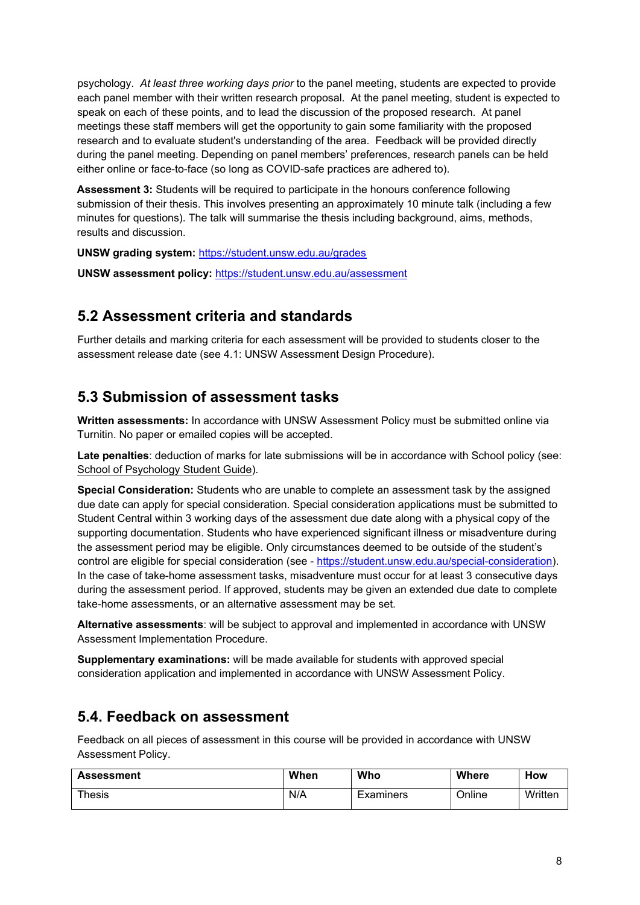psychology. *At least three working days prior* to the panel meeting, students are expected to provide each panel member with their written research proposal. At the panel meeting, student is expected to speak on each of these points, and to lead the discussion of the proposed research. At panel meetings these staff members will get the opportunity to gain some familiarity with the proposed research and to evaluate student's understanding of the area. Feedback will be provided directly during the panel meeting. Depending on panel members' preferences, research panels can be held either online or face-to-face (so long as COVID-safe practices are adhered to).

**Assessment 3:** Students will be required to participate in the honours conference following submission of their thesis. This involves presenting an approximately 10 minute talk (including a few minutes for questions). The talk will summarise the thesis including background, aims, methods, results and discussion.

**UNSW grading system:** https://student.unsw.edu.au/grades

**UNSW assessment policy:** https://student.unsw.edu.au/assessment

## 5.2 Assessment criteria and standards

Further details and marking criteria for each assessment will be provided to students closer to the assessment release date (see 4.1: UNSW Assessment Design Procedure).

## 5.3 Submission of assessment tasks

**Written assessments:** In accordance with UNSW Assessment Policy must be submitted online via Turnitin. No paper or emailed copies will be accepted.

**Late penalties**: deduction of marks for late submissions will be in accordance with School policy (see: School of Psychology Student Guide).

**Special Consideration:** Students who are unable to complete an assessment task by the assigned due date can apply for special consideration. Special consideration applications must be submitted to Student Central within 3 working days of the assessment due date along with a physical copy of the supporting documentation. Students who have experienced significant illness or misadventure during the assessment period may be eligible. Only circumstances deemed to be outside of the student's control are eligible for special consideration (see - https://student.unsw.edu.au/special-consideration). In the case of take-home assessment tasks, misadventure must occur for at least 3 consecutive days during the assessment period. If approved, students may be given an extended due date to complete take-home assessments, or an alternative assessment may be set.

**Alternative assessments**: will be subject to approval and implemented in accordance with UNSW Assessment Implementation Procedure.

**Supplementary examinations:** will be made available for students with approved special consideration application and implemented in accordance with UNSW Assessment Policy.

## 5.4. Feedback on assessment

Feedback on all pieces of assessment in this course will be provided in accordance with UNSW Assessment Policy.

| Assessment | When | Who | Where | How |
|---|---|---|---|---|
| Thesis | N/A | Examiners | Online | Written |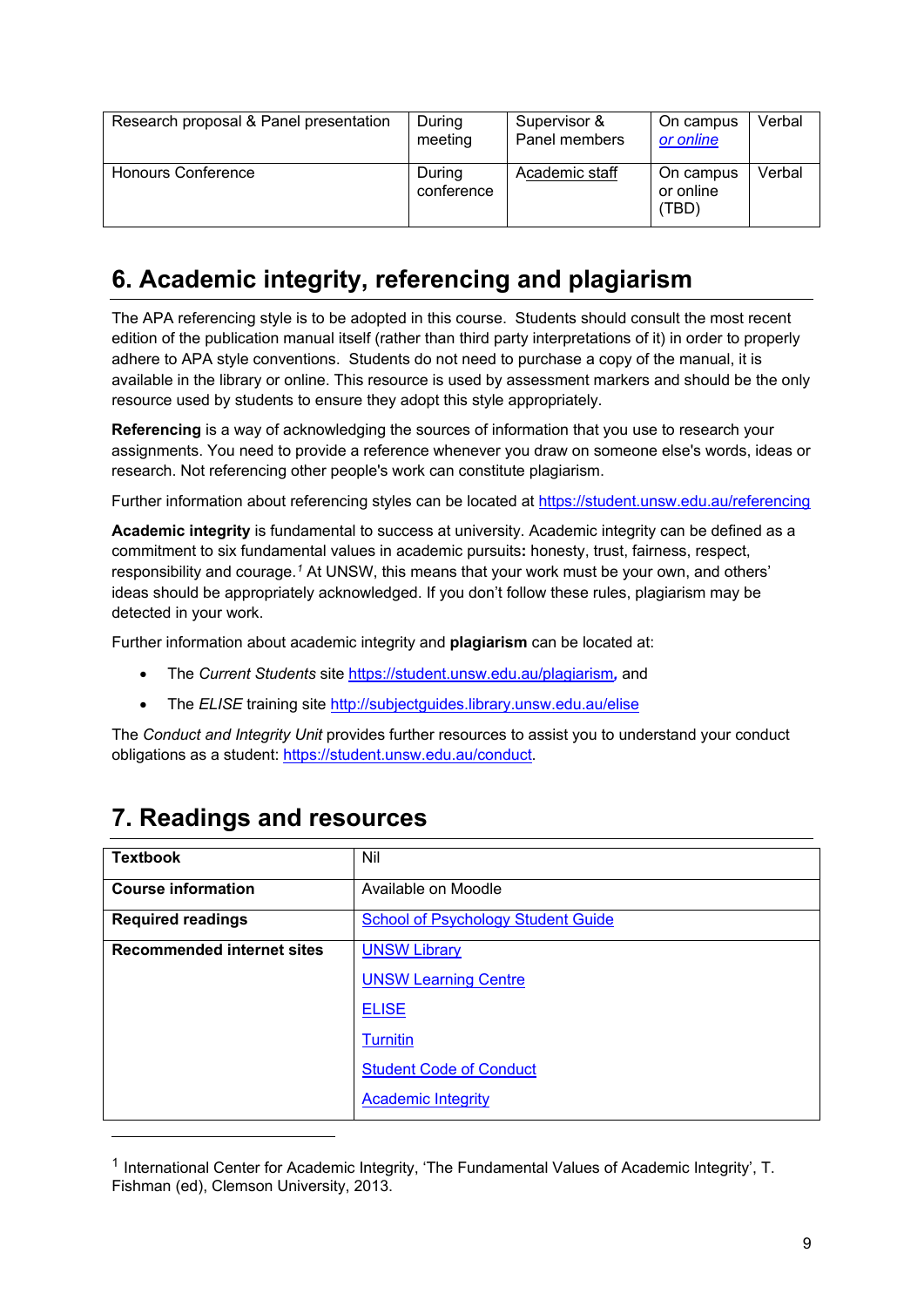| | | | | |
|---|---|---|---|---|
| Research proposal & Panel presentation | During meeting | Supervisor & Panel members | On campus *or online* | Verbal |
| Honours Conference | During conference | Academic staff | On campus or online (TBD) | Verbal |

## 6. Academic integrity, referencing and plagiarism

The APA referencing style is to be adopted in this course. Students should consult the most recent edition of the publication manual itself (rather than third party interpretations of it) in order to properly adhere to APA style conventions. Students do not need to purchase a copy of the manual, it is available in the library or online. This resource is used by assessment markers and should be the only resource used by students to ensure they adopt this style appropriately.

**Referencing** is a way of acknowledging the sources of information that you use to research your assignments. You need to provide a reference whenever you draw on someone else's words, ideas or research. Not referencing other people's work can constitute plagiarism.

Further information about referencing styles can be located at https://student.unsw.edu.au/referencing

**Academic integrity** is fundamental to success at university. Academic integrity can be defined as a commitment to six fundamental values in academic pursuits**:** honesty, trust, fairness, respect, responsibility and courage.[1] At UNSW, this means that your work must be your own, and others' ideas should be appropriately acknowledged. If you don't follow these rules, plagiarism may be detected in your work.

Further information about academic integrity and **plagiarism** can be located at:

- The *Current Students* site https://student.unsw.edu.au/plagiarism*,* and
- The *ELISE* training site http://subjectguides.library.unsw.edu.au/elise

The *Conduct and Integrity Unit* provides further resources to assist you to understand your conduct obligations as a student: https://student.unsw.edu.au/conduct.

## 7. Readings and resources

| | |
|---|---|
| **Textbook** | Nil |
| **Course information** | Available on Moodle |
| **Required readings** | School of Psychology Student Guide |
| **Recommended internet sites** | UNSW Library<br>UNSW Learning Centre<br>ELISE<br>Turnitin<br>Student Code of Conduct<br>Academic Integrity |

[1] International Center for Academic Integrity, 'The Fundamental Values of Academic Integrity', T. Fishman (ed), Clemson University, 2013.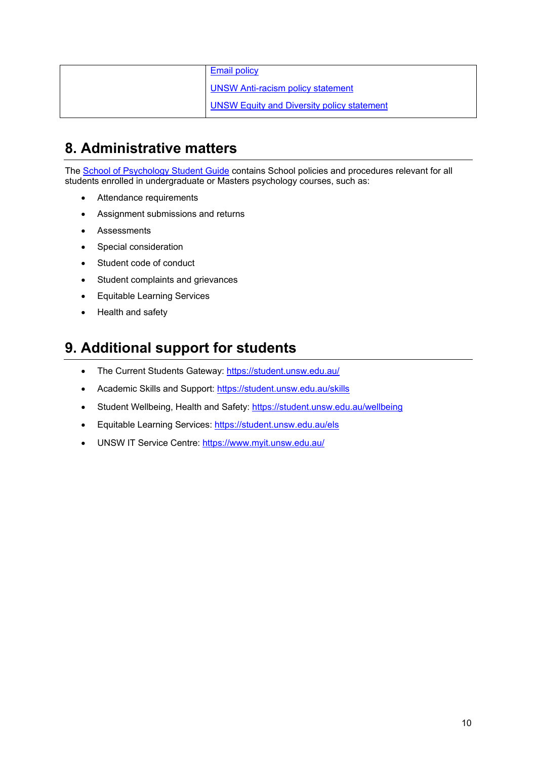| | |
|---|---|
| | Email policy<br>UNSW Anti-racism policy statement<br>UNSW Equity and Diversity policy statement |

## 8. Administrative matters

The School of Psychology Student Guide contains School policies and procedures relevant for all students enrolled in undergraduate or Masters psychology courses, such as:

- Attendance requirements
- Assignment submissions and returns
- Assessments
- Special consideration
- Student code of conduct
- Student complaints and grievances
- Equitable Learning Services
- Health and safety

## 9. Additional support for students

- The Current Students Gateway: https://student.unsw.edu.au/
- Academic Skills and Support: https://student.unsw.edu.au/skills
- Student Wellbeing, Health and Safety: https://student.unsw.edu.au/wellbeing
- Equitable Learning Services: https://student.unsw.edu.au/els
- UNSW IT Service Centre: https://www.myit.unsw.edu.au/